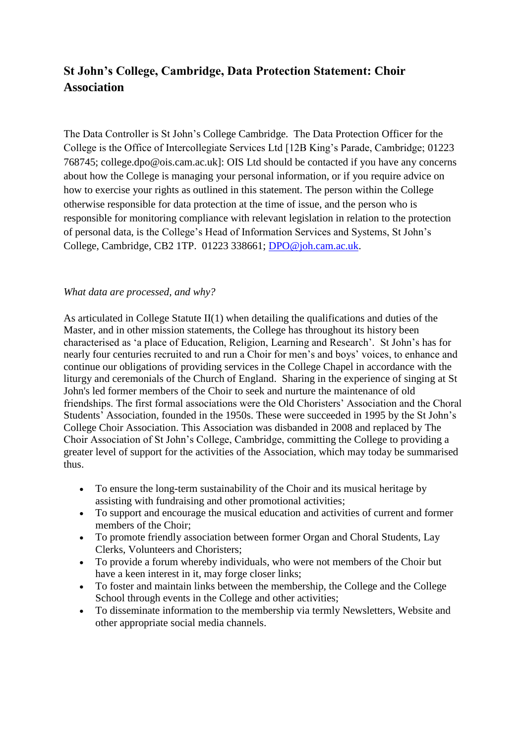# St John's College, Cambridge, Data Protection Statement: Choir Association

The Data Controller is St John's College Cambridge. The Data Protection Officer for the College is the Office of Intercollegiate Services Ltd [12B King's Parade, Cambridge; 01223 768745; college.dpo@ois.cam.ac.uk]: OIS Ltd should be contacted if you have any concerns about how the College is managing your personal information, or if you require advice on how to exercise your rights as outlined in this statement. The person within the College otherwise responsible for data protection at the time of issue, and the person who is responsible for monitoring compliance with relevant legislation in relation to the protection of personal data, is the College's Head of Information Services and Systems, St John's College, Cambridge, CB2 1TP. 01223 338661; DPO@joh.cam.ac.uk.

*What data are processed, and why?*

As articulated in College Statute II(1) when detailing the qualifications and duties of the Master, and in other mission statements, the College has throughout its history been characterised as 'a place of Education, Religion, Learning and Research'. St John's has for nearly four centuries recruited to and run a Choir for men's and boys' voices, to enhance and continue our obligations of providing services in the College Chapel in accordance with the liturgy and ceremonials of the Church of England. Sharing in the experience of singing at St John's led former members of the Choir to seek and nurture the maintenance of old friendships. The first formal associations were the Old Choristers' Association and the Choral Students' Association, founded in the 1950s. These were succeeded in 1995 by the St John's College Choir Association. This Association was disbanded in 2008 and replaced by The Choir Association of St John's College, Cambridge, committing the College to providing a greater level of support for the activities of the Association, which may today be summarised thus.

- To ensure the long-term sustainability of the Choir and its musical heritage by assisting with fundraising and other promotional activities;
- To support and encourage the musical education and activities of current and former members of the Choir;
- To promote friendly association between former Organ and Choral Students, Lay Clerks, Volunteers and Choristers;
- To provide a forum whereby individuals, who were not members of the Choir but have a keen interest in it, may forge closer links;
- To foster and maintain links between the membership, the College and the College School through events in the College and other activities;
- To disseminate information to the membership via termly Newsletters, Website and other appropriate social media channels.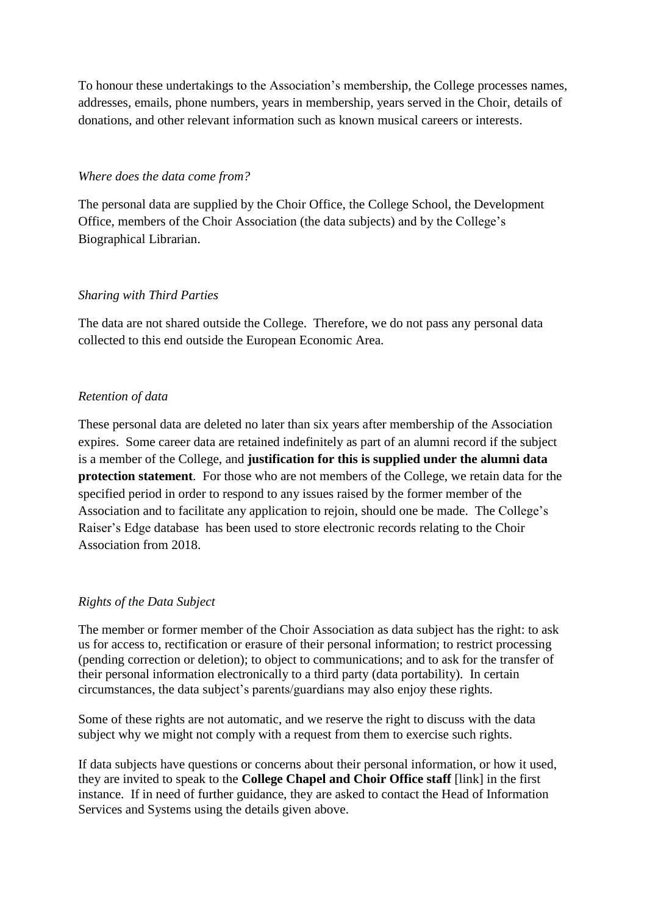To honour these undertakings to the Association's membership, the College processes names, addresses, emails, phone numbers, years in membership, years served in the Choir, details of donations, and other relevant information such as known musical careers or interests.

*Where does the data come from?*

The personal data are supplied by the Choir Office, the College School, the Development Office, members of the Choir Association (the data subjects) and by the College's Biographical Librarian.

*Sharing with Third Parties*

The data are not shared outside the College. Therefore, we do not pass any personal data collected to this end outside the European Economic Area.

*Retention of data*

These personal data are deleted no later than six years after membership of the Association expires. Some career data are retained indefinitely as part of an alumni record if the subject is a member of the College, and **justification for this is supplied under the alumni data protection statement**. For those who are not members of the College, we retain data for the specified period in order to respond to any issues raised by the former member of the Association and to facilitate any application to rejoin, should one be made. The College's Raiser's Edge database has been used to store electronic records relating to the Choir Association from 2018.

*Rights of the Data Subject*

The member or former member of the Choir Association as data subject has the right: to ask us for access to, rectification or erasure of their personal information; to restrict processing (pending correction or deletion); to object to communications; and to ask for the transfer of their personal information electronically to a third party (data portability). In certain circumstances, the data subject's parents/guardians may also enjoy these rights.

Some of these rights are not automatic, and we reserve the right to discuss with the data subject why we might not comply with a request from them to exercise such rights.

If data subjects have questions or concerns about their personal information, or how it used, they are invited to speak to the **College Chapel and Choir Office staff** [link] in the first instance. If in need of further guidance, they are asked to contact the Head of Information Services and Systems using the details given above.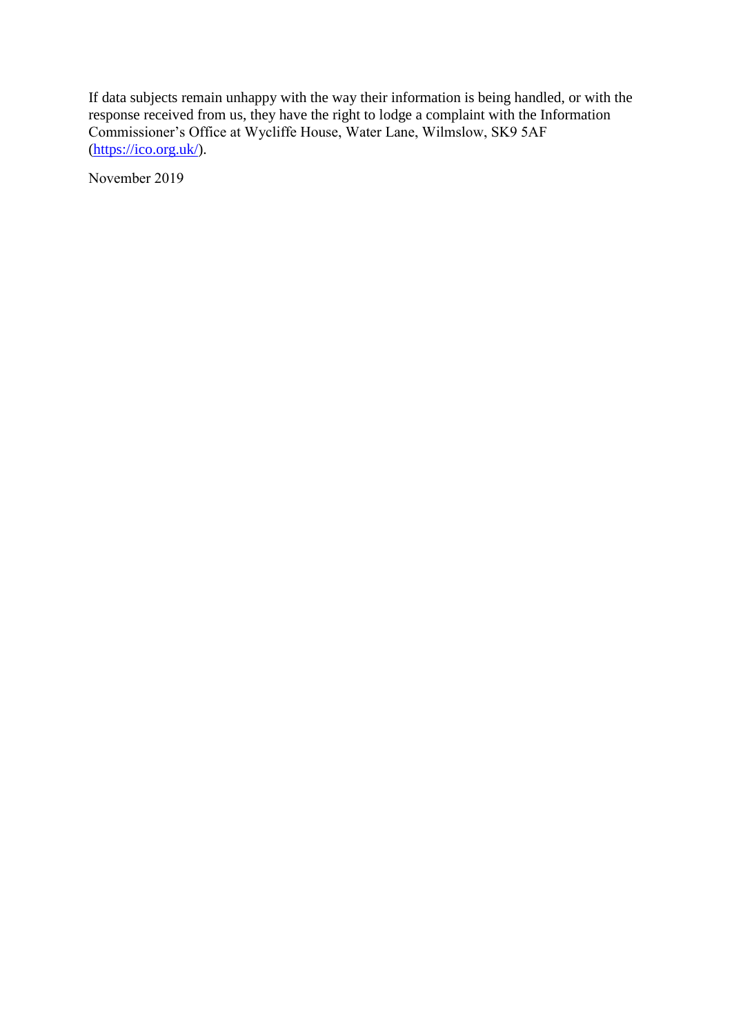If data subjects remain unhappy with the way their information is being handled, or with the response received from us, they have the right to lodge a complaint with the Information Commissioner's Office at Wycliffe House, Water Lane, Wilmslow, SK9 5AF (https://ico.org.uk/).

November 2019